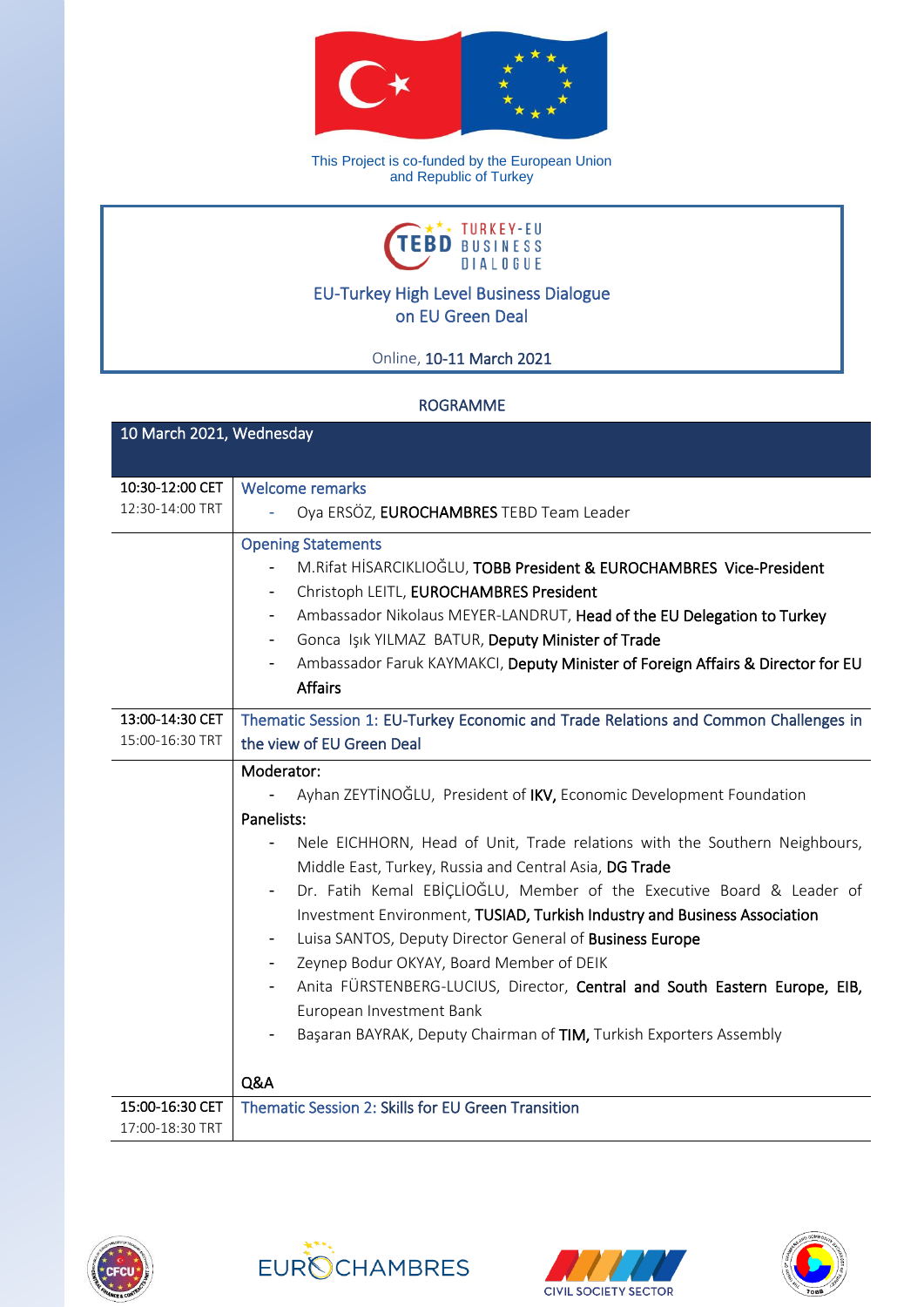This Project is co-funded by the European Union and Republic of Turkey

TEBD TURKEY-EU BUSINESS DIALOGUE

# EU-Turkey High Level Business Dialogue on EU Green Deal

Online, **10-11 March 2021**

## ROGRAMME

| 10 March 2021, Wednesday | |
|---|---|
| **10:30-12:00 CET** 12:30-14:00 TRT | Welcome remarks<br>- Oya ERSÖZ, **EUROCHAMBRES** TEBD Team Leader |
| | Opening Statements<br>- M.Rifat HİSARCIKLIOĞLU, **TOBB President & EUROCHAMBRES Vice-President**<br>- Christoph LEITL, **EUROCHAMBRES President**<br>- Ambassador Nikolaus MEYER-LANDRUT, **Head of the EU Delegation to Turkey**<br>- Gonca Işık YILMAZ BATUR, **Deputy Minister of Trade**<br>- Ambassador Faruk KAYMAKCI, **Deputy Minister of Foreign Affairs & Director for EU Affairs** |
| **13:00-14:30 CET** 15:00-16:30 TRT | Thematic Session 1: EU-Turkey Economic and Trade Relations and Common Challenges in the view of EU Green Deal |
| | Moderator:<br>- Ayhan ZEYTİNOĞLU, President of **IKV,** Economic Development Foundation<br>Panelists:<br>- Nele EICHHORN, Head of Unit, Trade relations with the Southern Neighbours, Middle East, Turkey, Russia and Central Asia, **DG Trade**<br>- Dr. Fatih Kemal EBİÇLİOĞLU, Member of the Executive Board & Leader of Investment Environment, **TUSIAD, Turkish Industry and Business Association**<br>- Luisa SANTOS, Deputy Director General of **Business Europe**<br>- Zeynep Bodur OKYAY, Board Member of DEIK<br>- Anita FÜRSTENBERG-LUCIUS, Director, **Central and South Eastern Europe, EIB,** European Investment Bank<br>- Başaran BAYRAK, Deputy Chairman of **TIM,** Turkish Exporters Assembly<br><br>Q&A |
| **15:00-16:30 CET** 17:00-18:30 TRT | Thematic Session 2: Skills for EU Green Transition |

EUROCHAMBRES CIVIL SOCIETY SECTOR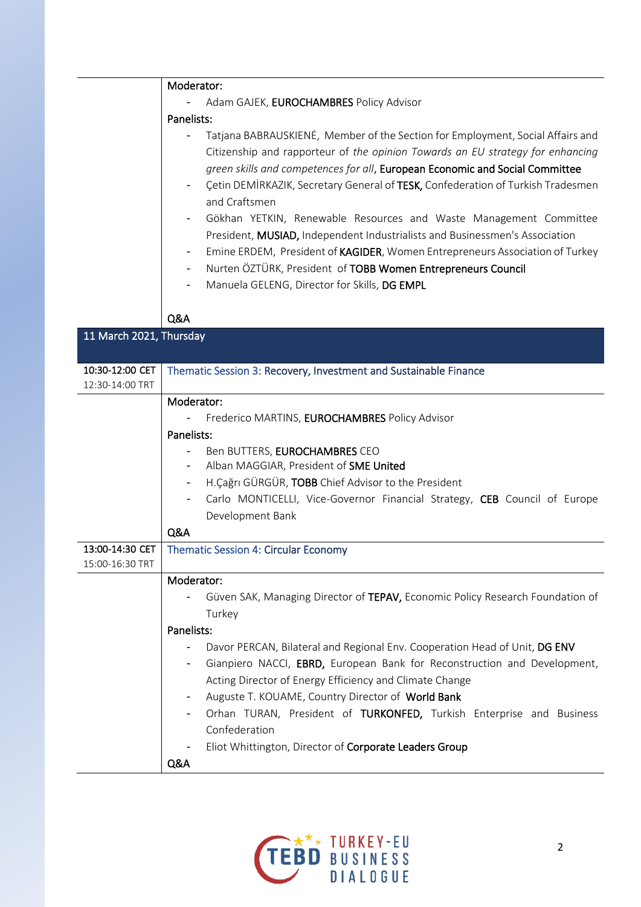| | |
|---|---|
| | **Moderator:**<br>- Adam GAJEK, **EUROCHAMBRES** Policy Advisor<br>**Panelists:**<br>- Tatjana BABRAUSKIENĖ, Member of the Section for Employment, Social Affairs and Citizenship and rapporteur of *the opinion Towards an EU strategy for enhancing green skills and competences for all*, **European Economic and Social Committee**<br>- Çetin DEMİRKAZIK, Secretary General of **TESK,** Confederation of Turkish Tradesmen and Craftsmen<br>- Gökhan YETKIN, Renewable Resources and Waste Management Committee President, **MUSIAD,** Independent Industrialists and Businessmen's Association<br>- Emine ERDEM, President of **KAGIDER**, Women Entrepreneurs Association of Turkey<br>- Nurten ÖZTÜRK, President of **TOBB Women Entrepreneurs Council**<br>- Manuela GELENG, Director for Skills, **DG EMPL**<br><br>**Q&A** |
| **11 March 2021, Thursday** | |
| **10:30-12:00 CET**<br>12:30-14:00 TRT | Thematic Session 3: **Recovery, Investment and Sustainable Finance** |
| | **Moderator:**<br>- Frederico MARTINS, **EUROCHAMBRES** Policy Advisor<br>**Panelists:**<br>- Ben BUTTERS, **EUROCHAMBRES** CEO<br>- Alban MAGGIAR, President of **SME United**<br>- H.Çağrı GÜRGÜR, **TOBB** Chief Advisor to the President<br>- Carlo MONTICELLI, Vice-Governor Financial Strategy, **CEB** Council of Europe Development Bank<br>**Q&A** |
| **13:00-14:30 CET**<br>15:00-16:30 TRT | Thematic Session 4: **Circular Economy** |
| | **Moderator:**<br>- Güven SAK, Managing Director of **TEPAV,** Economic Policy Research Foundation of Turkey<br>**Panelists:**<br>- Davor PERCAN, Bilateral and Regional Env. Cooperation Head of Unit, **DG ENV**<br>- Gianpiero NACCI, **EBRD,** European Bank for Reconstruction and Development, Acting Director of Energy Efficiency and Climate Change<br>- Auguste T. KOUAME, Country Director of **World Bank**<br>- Orhan TURAN, President of **TURKONFED,** Turkish Enterprise and Business Confederation<br>- Eliot Whittington, Director of **Corporate Leaders Group**<br>**Q&A** |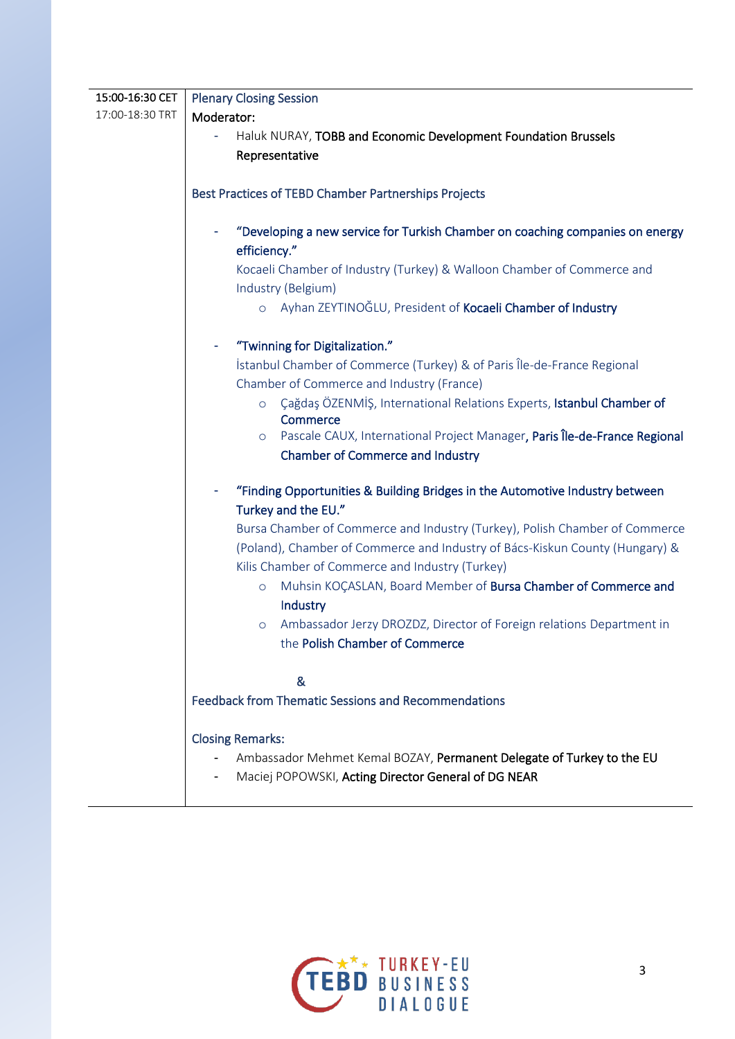| | |
|---|---|
| 15:00-16:30 CET<br>17:00-18:30 TRT | Plenary Closing Session<br>**Moderator:**<br>- Haluk NURAY, **TOBB and Economic Development Foundation Brussels Representative**<br><br>Best Practices of TEBD Chamber Partnerships Projects<br><br>- "Developing a new service for Turkish Chamber on coaching companies on energy efficiency."<br>Kocaeli Chamber of Industry (Turkey) & Walloon Chamber of Commerce and Industry (Belgium)<br>  - Ayhan ZEYTINOĞLU, President of **Kocaeli Chamber of Industry**<br><br>- "Twinning for Digitalization."<br>İstanbul Chamber of Commerce (Turkey) & of Paris Île-de-France Regional Chamber of Commerce and Industry (France)<br>  - Çağdaş ÖZENMİŞ, International Relations Experts, **Istanbul Chamber of Commerce**<br>  - Pascale CAUX, International Project Manager, **Paris Île-de-France Regional Chamber of Commerce and Industry**<br><br>- "Finding Opportunities & Building Bridges in the Automotive Industry between Turkey and the EU."<br>Bursa Chamber of Commerce and Industry (Turkey), Polish Chamber of Commerce (Poland), Chamber of Commerce and Industry of Bács-Kiskun County (Hungary) & Kilis Chamber of Commerce and Industry (Turkey)<br>  - Muhsin KOÇASLAN, Board Member of **Bursa Chamber of Commerce and Industry**<br>  - Ambassador Jerzy DROZDZ, Director of Foreign relations Department in the **Polish Chamber of Commerce**<br><br>&<br>Feedback from Thematic Sessions and Recommendations<br><br>Closing Remarks:<br>- Ambassador Mehmet Kemal BOZAY, **Permanent Delegate of Turkey to the EU**<br>- Maciej POPOWSKI, **Acting Director General of DG NEAR** |